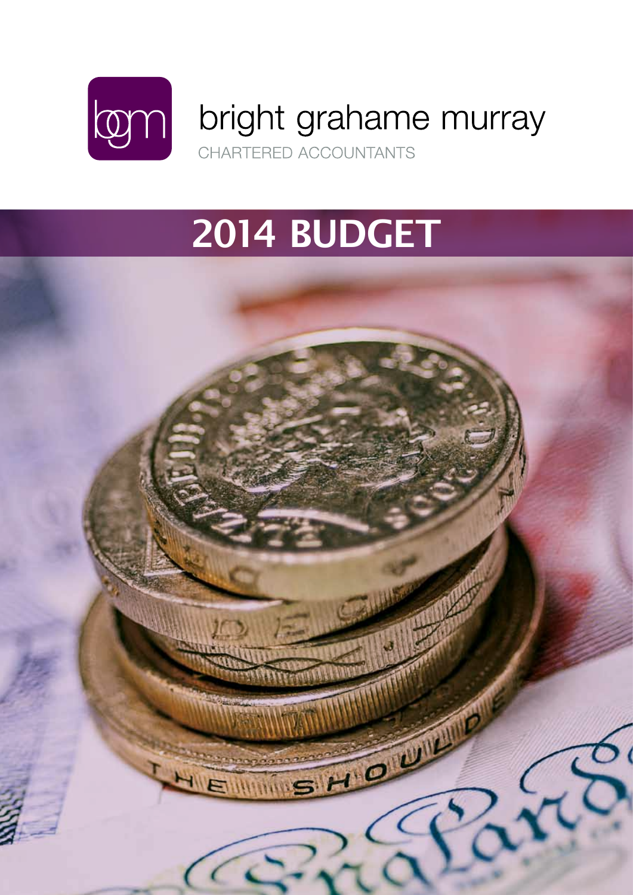bgm

bright grahame murray

CHARTERED ACCOUNTANTS

# 2014 BUDGET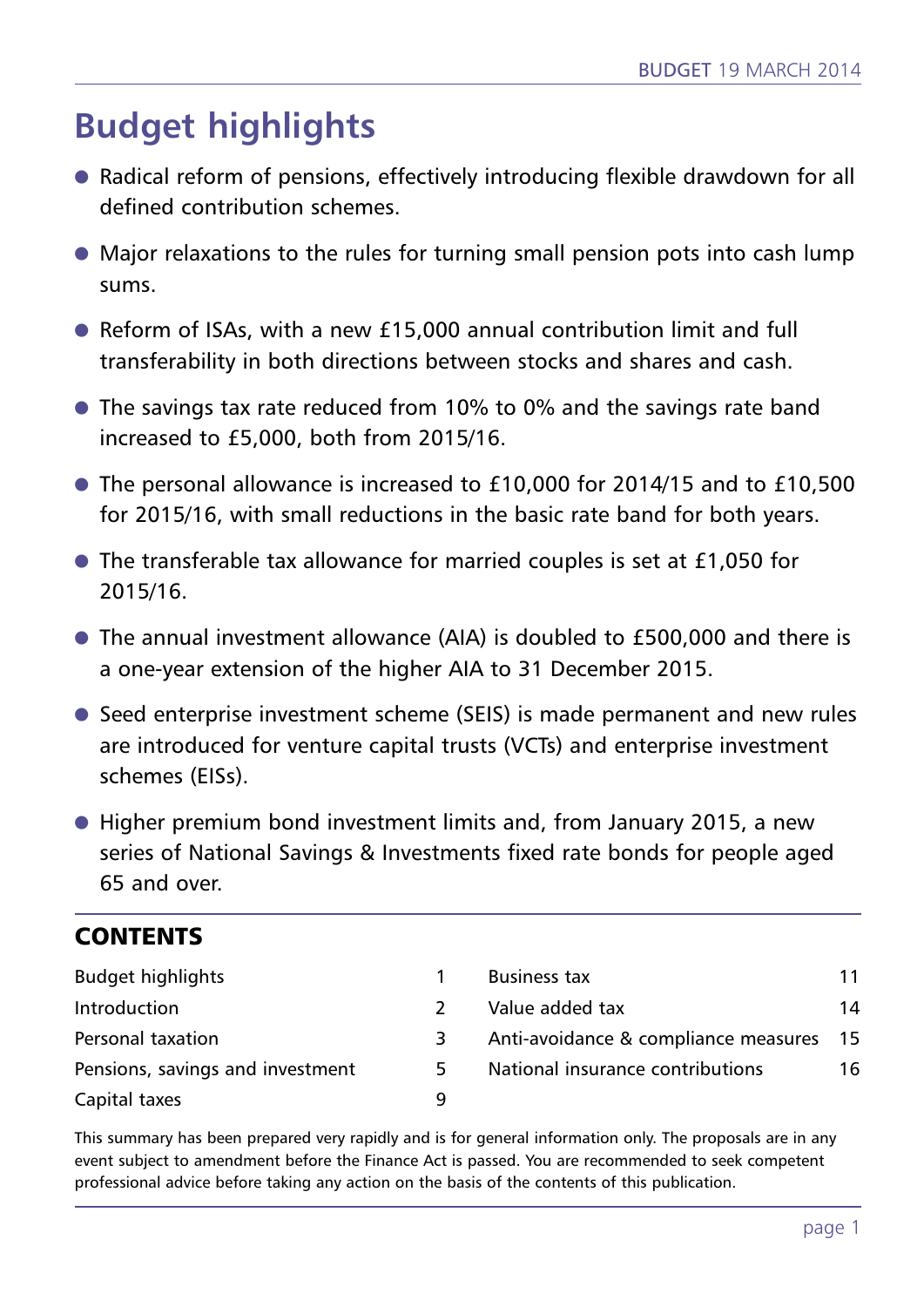# Budget highlights

- Radical reform of pensions, effectively introducing flexible drawdown for all defined contribution schemes.
- Major relaxations to the rules for turning small pension pots into cash lump sums.
- Reform of ISAs, with a new £15,000 annual contribution limit and full transferability in both directions between stocks and shares and cash.
- The savings tax rate reduced from 10% to 0% and the savings rate band increased to £5,000, both from 2015/16.
- The personal allowance is increased to £10,000 for 2014/15 and to £10,500 for 2015/16, with small reductions in the basic rate band for both years.
- The transferable tax allowance for married couples is set at £1,050 for 2015/16.
- The annual investment allowance (AIA) is doubled to £500,000 and there is a one-year extension of the higher AIA to 31 December 2015.
- Seed enterprise investment scheme (SEIS) is made permanent and new rules are introduced for venture capital trusts (VCTs) and enterprise investment schemes (EISs).
- Higher premium bond investment limits and, from January 2015, a new series of National Savings & Investments fixed rate bonds for people aged 65 and over.

## CONTENTS

| | | | |
|---|---|---|---|
| Budget highlights | 1 | Business tax | 11 |
| Introduction | 2 | Value added tax | 14 |
| Personal taxation | 3 | Anti-avoidance & compliance measures | 15 |
| Pensions, savings and investment | 5 | National insurance contributions | 16 |
| Capital taxes | 9 | | |

This summary has been prepared very rapidly and is for general information only. The proposals are in any event subject to amendment before the Finance Act is passed. You are recommended to seek competent professional advice before taking any action on the basis of the contents of this publication.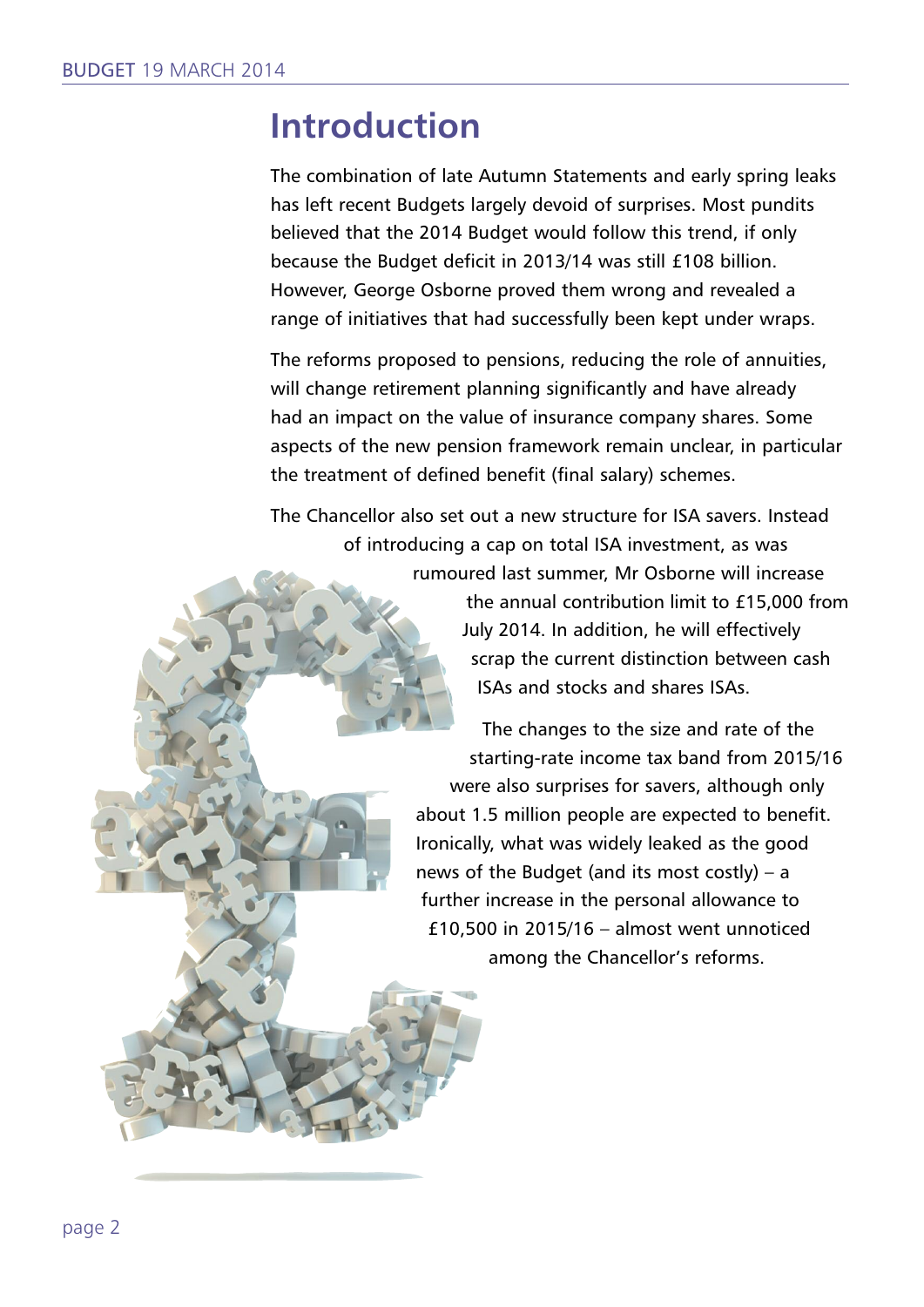# Introduction

The combination of late Autumn Statements and early spring leaks has left recent Budgets largely devoid of surprises. Most pundits believed that the 2014 Budget would follow this trend, if only because the Budget deficit in 2013/14 was still £108 billion. However, George Osborne proved them wrong and revealed a range of initiatives that had successfully been kept under wraps.

The reforms proposed to pensions, reducing the role of annuities, will change retirement planning significantly and have already had an impact on the value of insurance company shares. Some aspects of the new pension framework remain unclear, in particular the treatment of defined benefit (final salary) schemes.

The Chancellor also set out a new structure for ISA savers. Instead of introducing a cap on total ISA investment, as was rumoured last summer, Mr Osborne will increase the annual contribution limit to £15,000 from July 2014. In addition, he will effectively scrap the current distinction between cash ISAs and stocks and shares ISAs.

The changes to the size and rate of the starting-rate income tax band from 2015/16 were also surprises for savers, although only about 1.5 million people are expected to benefit. Ironically, what was widely leaked as the good news of the Budget (and its most costly) – a further increase in the personal allowance to £10,500 in 2015/16 – almost went unnoticed among the Chancellor's reforms.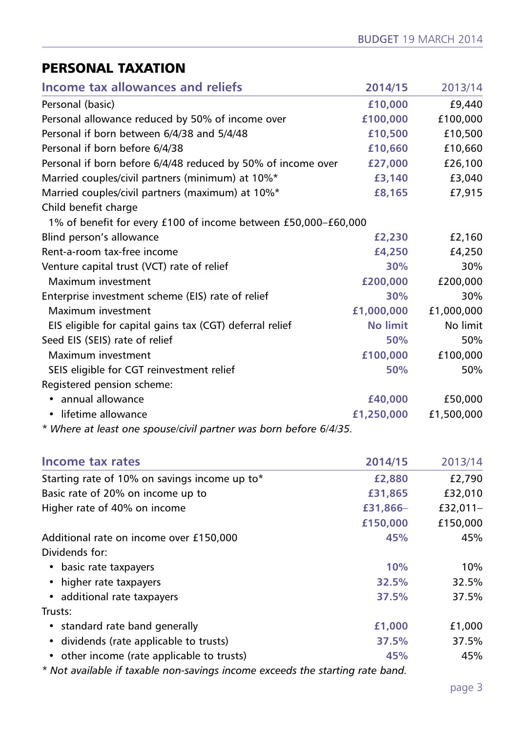## PERSONAL TAXATION

| Income tax allowances and reliefs | 2014/15 | 2013/14 |
|---|---|---|
| Personal (basic) | **£10,000** | £9,440 |
| Personal allowance reduced by 50% of income over | **£100,000** | £100,000 |
| Personal if born between 6/4/38 and 5/4/48 | **£10,500** | £10,500 |
| Personal if born before 6/4/38 | **£10,660** | £10,660 |
| Personal if born before 6/4/48 reduced by 50% of income over | **£27,000** | £26,100 |
| Married couples/civil partners (minimum) at 10%* | **£3,140** | £3,040 |
| Married couples/civil partners (maximum) at 10%* | **£8,165** | £7,915 |
| Child benefit charge | | |
| 1% of benefit for every £100 of income between £50,000–£60,000 | | |
| Blind person's allowance | **£2,230** | £2,160 |
| Rent-a-room tax-free income | **£4,250** | £4,250 |
| Venture capital trust (VCT) rate of relief | **30%** | 30% |
| Maximum investment | **£200,000** | £200,000 |
| Enterprise investment scheme (EIS) rate of relief | **30%** | 30% |
| Maximum investment | **£1,000,000** | £1,000,000 |
| EIS eligible for capital gains tax (CGT) deferral relief | **No limit** | No limit |
| Seed EIS (SEIS) rate of relief | **50%** | 50% |
| Maximum investment | **£100,000** | £100,000 |
| SEIS eligible for CGT reinvestment relief | **50%** | 50% |
| Registered pension scheme: | | |
| • annual allowance | **£40,000** | £50,000 |
| • lifetime allowance | **£1,250,000** | £1,500,000 |

*\* Where at least one spouse/civil partner was born before 6/4/35.*

| Income tax rates | 2014/15 | 2013/14 |
|---|---|---|
| Starting rate of 10% on savings income up to* | **£2,880** | £2,790 |
| Basic rate of 20% on income up to | **£31,865** | £32,010 |
| Higher rate of 40% on income | **£31,866–£150,000** | £32,011–£150,000 |
| Additional rate on income over £150,000 | **45%** | 45% |
| Dividends for: | | |
| • basic rate taxpayers | **10%** | 10% |
| • higher rate taxpayers | **32.5%** | 32.5% |
| • additional rate taxpayers | **37.5%** | 37.5% |
| Trusts: | | |
| • standard rate band generally | **£1,000** | £1,000 |
| • dividends (rate applicable to trusts) | **37.5%** | 37.5% |
| • other income (rate applicable to trusts) | **45%** | 45% |

*\* Not available if taxable non-savings income exceeds the starting rate band.*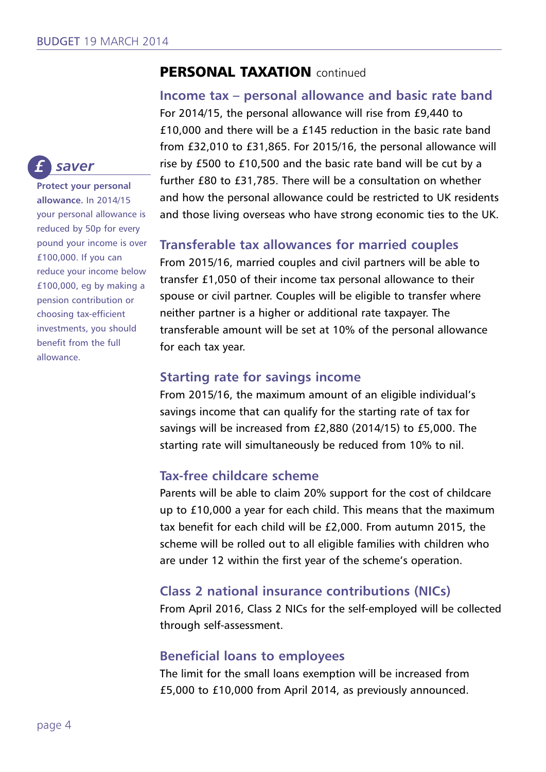## PERSONAL TAXATION continued

### Income tax – personal allowance and basic rate band

For 2014/15, the personal allowance will rise from £9,440 to £10,000 and there will be a £145 reduction in the basic rate band from £32,010 to £31,865. For 2015/16, the personal allowance will rise by £500 to £10,500 and the basic rate band will be cut by a further £80 to £31,785. There will be a consultation on whether and how the personal allowance could be restricted to UK residents and those living overseas who have strong economic ties to the UK.

> **£ saver**
>
> **Protect your personal allowance.** In 2014/15 your personal allowance is reduced by 50p for every pound your income is over £100,000. If you can reduce your income below £100,000, eg by making a pension contribution or choosing tax-efficient investments, you should benefit from the full allowance.

### Transferable tax allowances for married couples

From 2015/16, married couples and civil partners will be able to transfer £1,050 of their income tax personal allowance to their spouse or civil partner. Couples will be eligible to transfer where neither partner is a higher or additional rate taxpayer. The transferable amount will be set at 10% of the personal allowance for each tax year.

### Starting rate for savings income

From 2015/16, the maximum amount of an eligible individual's savings income that can qualify for the starting rate of tax for savings will be increased from £2,880 (2014/15) to £5,000. The starting rate will simultaneously be reduced from 10% to nil.

### Tax-free childcare scheme

Parents will be able to claim 20% support for the cost of childcare up to £10,000 a year for each child. This means that the maximum tax benefit for each child will be £2,000. From autumn 2015, the scheme will be rolled out to all eligible families with children who are under 12 within the first year of the scheme's operation.

### Class 2 national insurance contributions (NICs)

From April 2016, Class 2 NICs for the self-employed will be collected through self-assessment.

### Beneficial loans to employees

The limit for the small loans exemption will be increased from £5,000 to £10,000 from April 2014, as previously announced.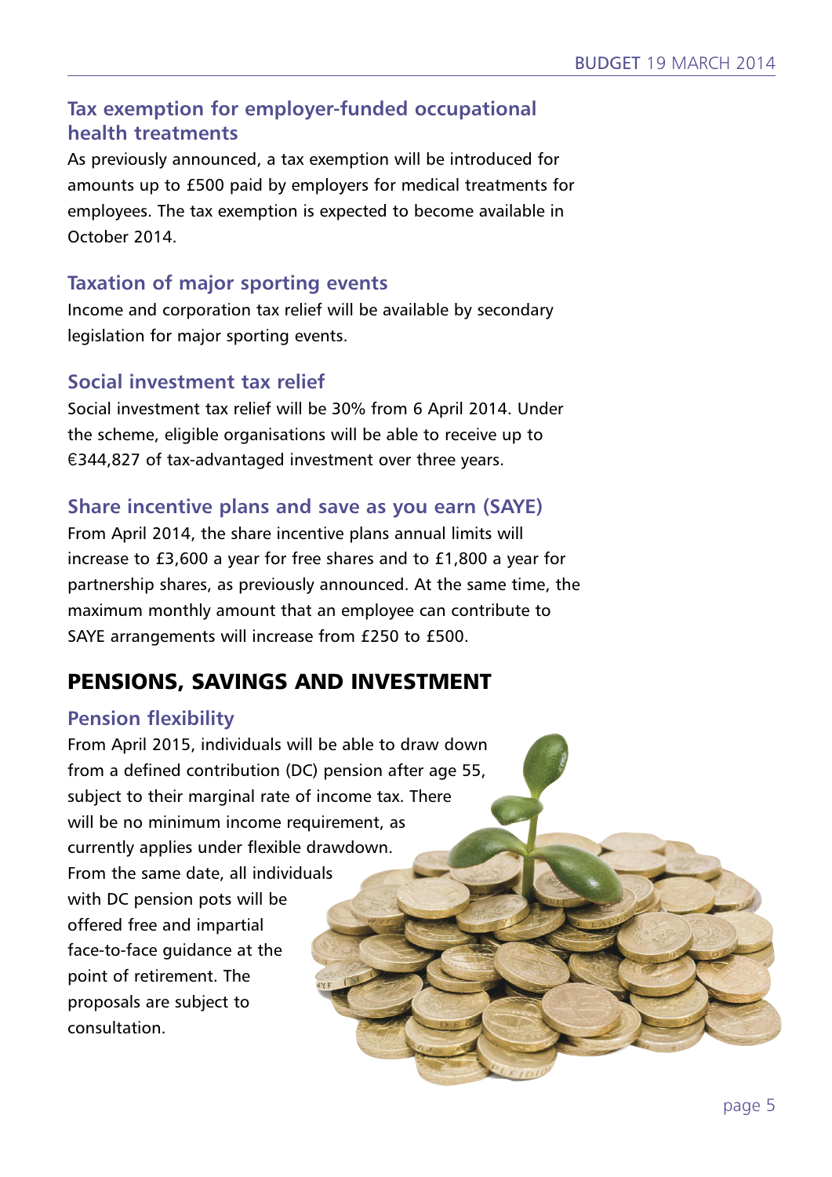### Tax exemption for employer-funded occupational health treatments

As previously announced, a tax exemption will be introduced for amounts up to £500 paid by employers for medical treatments for employees. The tax exemption is expected to become available in October 2014.

### Taxation of major sporting events

Income and corporation tax relief will be available by secondary legislation for major sporting events.

### Social investment tax relief

Social investment tax relief will be 30% from 6 April 2014. Under the scheme, eligible organisations will be able to receive up to €344,827 of tax-advantaged investment over three years.

### Share incentive plans and save as you earn (SAYE)

From April 2014, the share incentive plans annual limits will increase to £3,600 a year for free shares and to £1,800 a year for partnership shares, as previously announced. At the same time, the maximum monthly amount that an employee can contribute to SAYE arrangements will increase from £250 to £500.

## PENSIONS, SAVINGS AND INVESTMENT

### Pension flexibility

From April 2015, individuals will be able to draw down from a defined contribution (DC) pension after age 55, subject to their marginal rate of income tax. There will be no minimum income requirement, as currently applies under flexible drawdown. From the same date, all individuals with DC pension pots will be offered free and impartial face-to-face guidance at the point of retirement. The proposals are subject to consultation.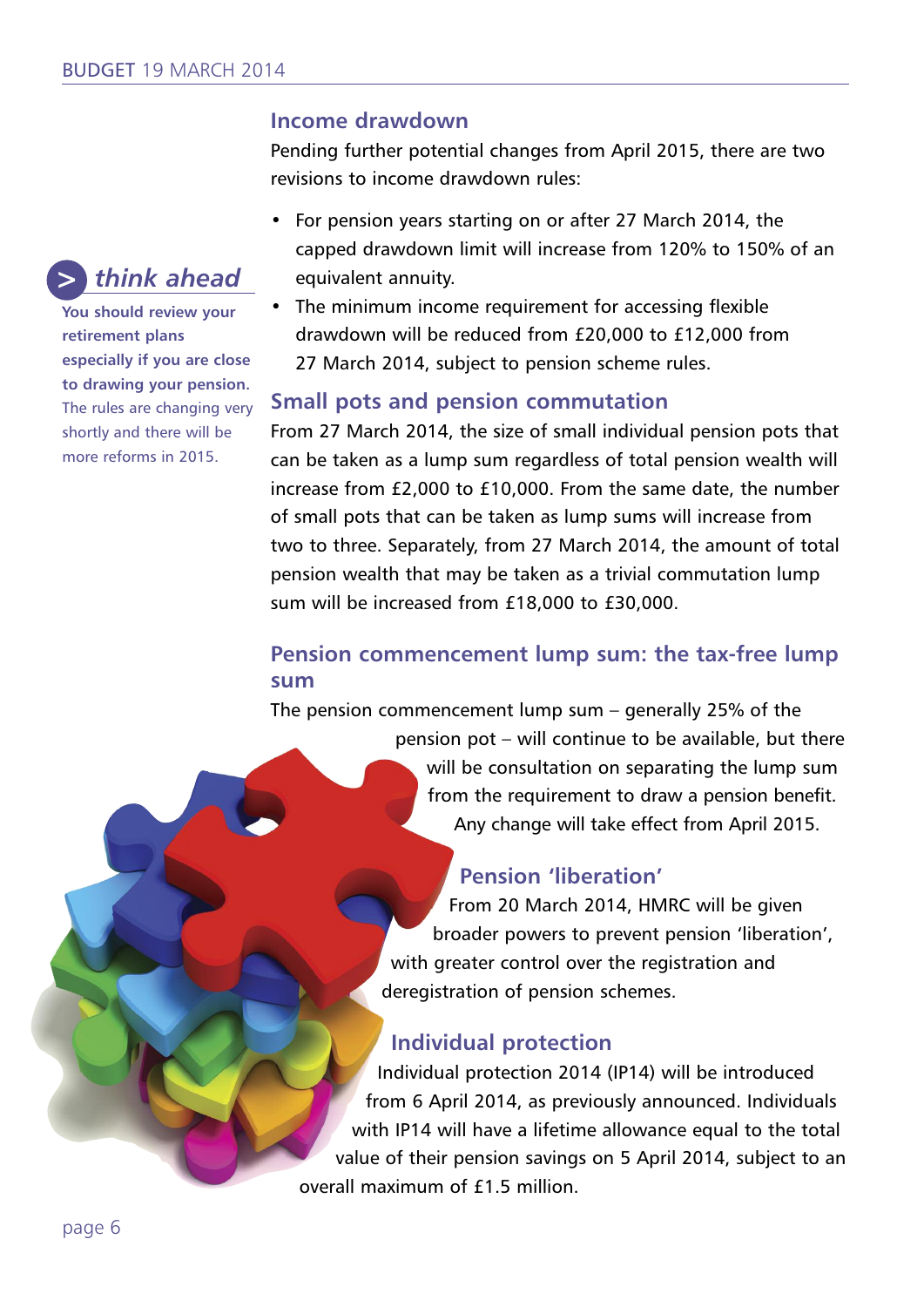## Income drawdown

Pending further potential changes from April 2015, there are two revisions to income drawdown rules:

- For pension years starting on or after 27 March 2014, the capped drawdown limit will increase from 120% to 150% of an equivalent annuity.
- The minimum income requirement for accessing flexible drawdown will be reduced from £20,000 to £12,000 from 27 March 2014, subject to pension scheme rules.

> ***think ahead***
>
> **You should review your retirement plans especially if you are close to drawing your pension.** The rules are changing very shortly and there will be more reforms in 2015.

## Small pots and pension commutation

From 27 March 2014, the size of small individual pension pots that can be taken as a lump sum regardless of total pension wealth will increase from £2,000 to £10,000. From the same date, the number of small pots that can be taken as lump sums will increase from two to three. Separately, from 27 March 2014, the amount of total pension wealth that may be taken as a trivial commutation lump sum will be increased from £18,000 to £30,000.

## Pension commencement lump sum: the tax-free lump sum

The pension commencement lump sum – generally 25% of the pension pot – will continue to be available, but there will be consultation on separating the lump sum from the requirement to draw a pension benefit. Any change will take effect from April 2015.

## Pension 'liberation'

From 20 March 2014, HMRC will be given broader powers to prevent pension 'liberation', with greater control over the registration and deregistration of pension schemes.

## Individual protection

Individual protection 2014 (IP14) will be introduced from 6 April 2014, as previously announced. Individuals with IP14 will have a lifetime allowance equal to the total value of their pension savings on 5 April 2014, subject to an overall maximum of £1.5 million.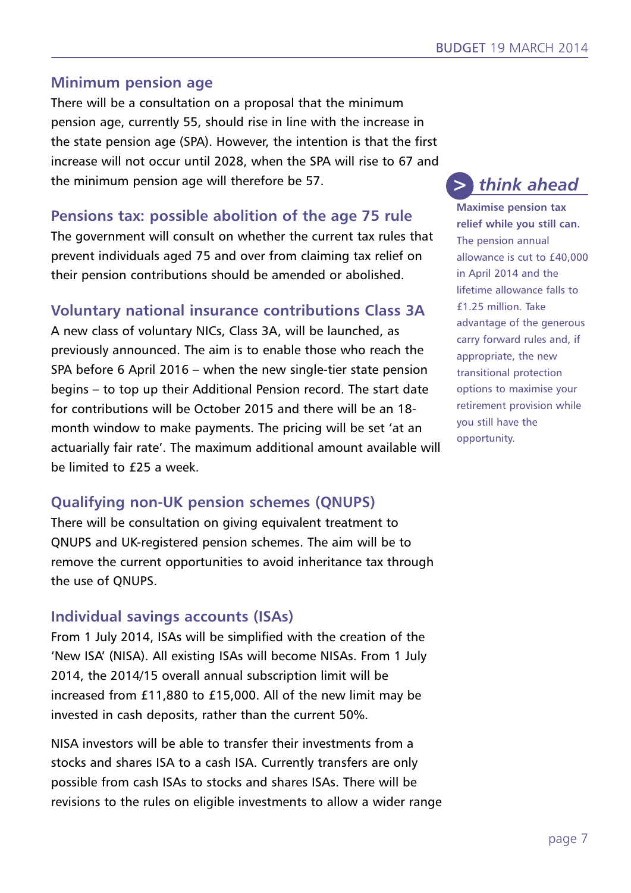## Minimum pension age

There will be a consultation on a proposal that the minimum pension age, currently 55, should rise in line with the increase in the state pension age (SPA). However, the intention is that the first increase will not occur until 2028, when the SPA will rise to 67 and the minimum pension age will therefore be 57.

## Pensions tax: possible abolition of the age 75 rule

The government will consult on whether the current tax rules that prevent individuals aged 75 and over from claiming tax relief on their pension contributions should be amended or abolished.

## Voluntary national insurance contributions Class 3A

A new class of voluntary NICs, Class 3A, will be launched, as previously announced. The aim is to enable those who reach the SPA before 6 April 2016 – when the new single-tier state pension begins – to top up their Additional Pension record. The start date for contributions will be October 2015 and there will be an 18-month window to make payments. The pricing will be set 'at an actuarially fair rate'. The maximum additional amount available will be limited to £25 a week.

## Qualifying non-UK pension schemes (QNUPS)

There will be consultation on giving equivalent treatment to QNUPS and UK-registered pension schemes. The aim will be to remove the current opportunities to avoid inheritance tax through the use of QNUPS.

## Individual savings accounts (ISAs)

From 1 July 2014, ISAs will be simplified with the creation of the 'New ISA' (NISA). All existing ISAs will become NISAs. From 1 July 2014, the 2014/15 overall annual subscription limit will be increased from £11,880 to £15,000. All of the new limit may be invested in cash deposits, rather than the current 50%.

NISA investors will be able to transfer their investments from a stocks and shares ISA to a cash ISA. Currently transfers are only possible from cash ISAs to stocks and shares ISAs. There will be revisions to the rules on eligible investments to allow a wider range

> ### *think ahead*
>
> **Maximise pension tax relief while you still can.** The pension annual allowance is cut to £40,000 in April 2014 and the lifetime allowance falls to £1.25 million. Take advantage of the generous carry forward rules and, if appropriate, the new transitional protection options to maximise your retirement provision while you still have the opportunity.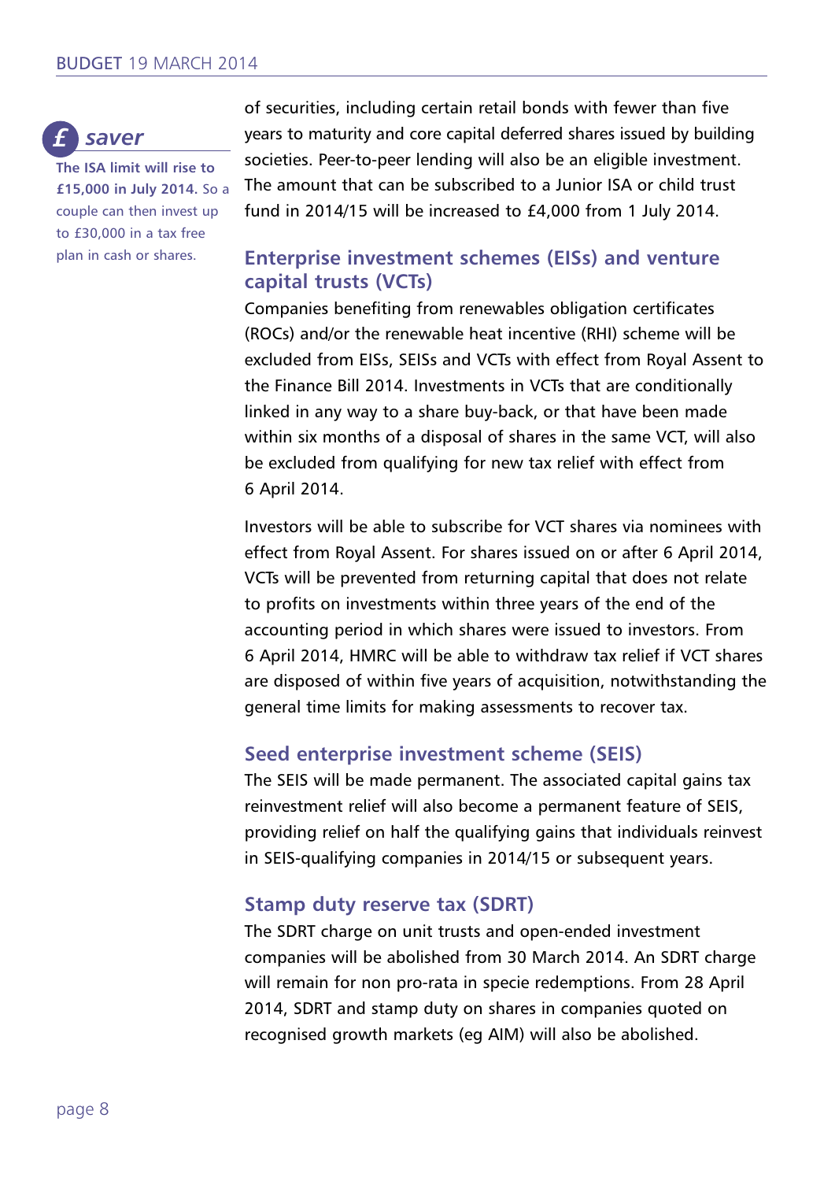of securities, including certain retail bonds with fewer than five years to maturity and core capital deferred shares issued by building societies. Peer-to-peer lending will also be an eligible investment. The amount that can be subscribed to a Junior ISA or child trust fund in 2014/15 will be increased to £4,000 from 1 July 2014.

**£ saver**

**The ISA limit will rise to £15,000 in July 2014.** So a couple can then invest up to £30,000 in a tax free plan in cash or shares.

## Enterprise investment schemes (EISs) and venture capital trusts (VCTs)

Companies benefiting from renewables obligation certificates (ROCs) and/or the renewable heat incentive (RHI) scheme will be excluded from EISs, SEISs and VCTs with effect from Royal Assent to the Finance Bill 2014. Investments in VCTs that are conditionally linked in any way to a share buy-back, or that have been made within six months of a disposal of shares in the same VCT, will also be excluded from qualifying for new tax relief with effect from 6 April 2014.

Investors will be able to subscribe for VCT shares via nominees with effect from Royal Assent. For shares issued on or after 6 April 2014, VCTs will be prevented from returning capital that does not relate to profits on investments within three years of the end of the accounting period in which shares were issued to investors. From 6 April 2014, HMRC will be able to withdraw tax relief if VCT shares are disposed of within five years of acquisition, notwithstanding the general time limits for making assessments to recover tax.

## Seed enterprise investment scheme (SEIS)

The SEIS will be made permanent. The associated capital gains tax reinvestment relief will also become a permanent feature of SEIS, providing relief on half the qualifying gains that individuals reinvest in SEIS-qualifying companies in 2014/15 or subsequent years.

## Stamp duty reserve tax (SDRT)

The SDRT charge on unit trusts and open-ended investment companies will be abolished from 30 March 2014. An SDRT charge will remain for non pro-rata in specie redemptions. From 28 April 2014, SDRT and stamp duty on shares in companies quoted on recognised growth markets (eg AIM) will also be abolished.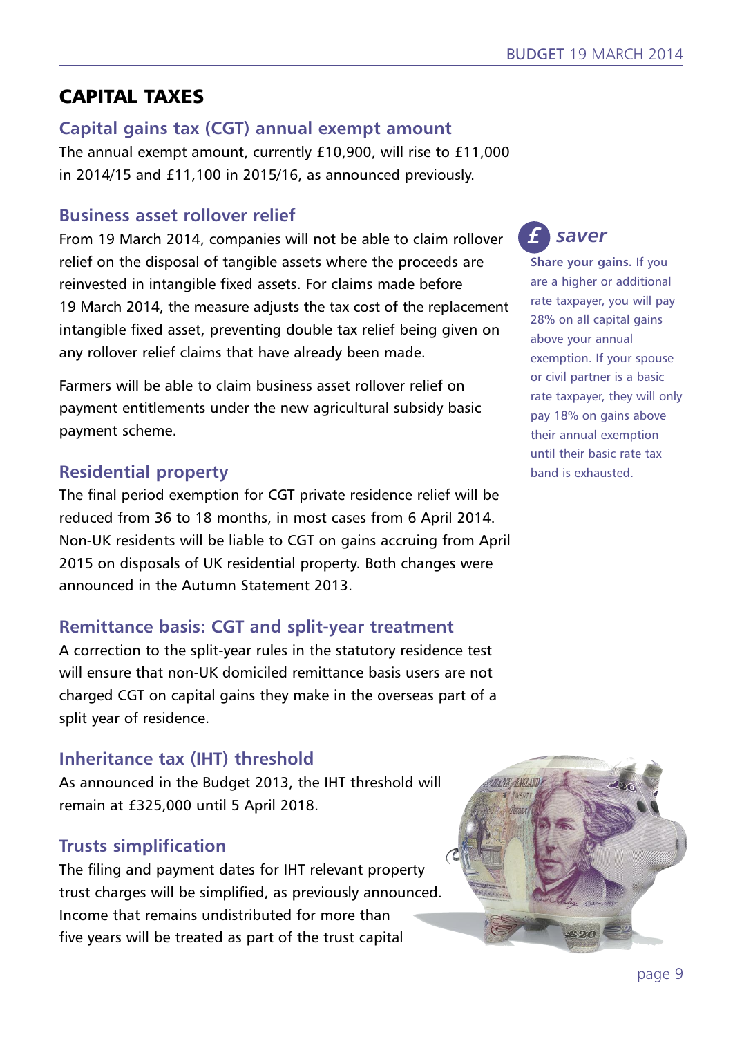# CAPITAL TAXES

## Capital gains tax (CGT) annual exempt amount

The annual exempt amount, currently £10,900, will rise to £11,000 in 2014/15 and £11,100 in 2015/16, as announced previously.

## Business asset rollover relief

From 19 March 2014, companies will not be able to claim rollover relief on the disposal of tangible assets where the proceeds are reinvested in intangible fixed assets. For claims made before 19 March 2014, the measure adjusts the tax cost of the replacement intangible fixed asset, preventing double tax relief being given on any rollover relief claims that have already been made.

Farmers will be able to claim business asset rollover relief on payment entitlements under the new agricultural subsidy basic payment scheme.

> **£ saver**
>
> **Share your gains.** If you are a higher or additional rate taxpayer, you will pay 28% on all capital gains above your annual exemption. If your spouse or civil partner is a basic rate taxpayer, they will only pay 18% on gains above their annual exemption until their basic rate tax band is exhausted.

## Residential property

The final period exemption for CGT private residence relief will be reduced from 36 to 18 months, in most cases from 6 April 2014. Non-UK residents will be liable to CGT on gains accruing from April 2015 on disposals of UK residential property. Both changes were announced in the Autumn Statement 2013.

## Remittance basis: CGT and split-year treatment

A correction to the split-year rules in the statutory residence test will ensure that non-UK domiciled remittance basis users are not charged CGT on capital gains they make in the overseas part of a split year of residence.

## Inheritance tax (IHT) threshold

As announced in the Budget 2013, the IHT threshold will remain at £325,000 until 5 April 2018.

## Trusts simplification

The filing and payment dates for IHT relevant property trust charges will be simplified, as previously announced. Income that remains undistributed for more than five years will be treated as part of the trust capital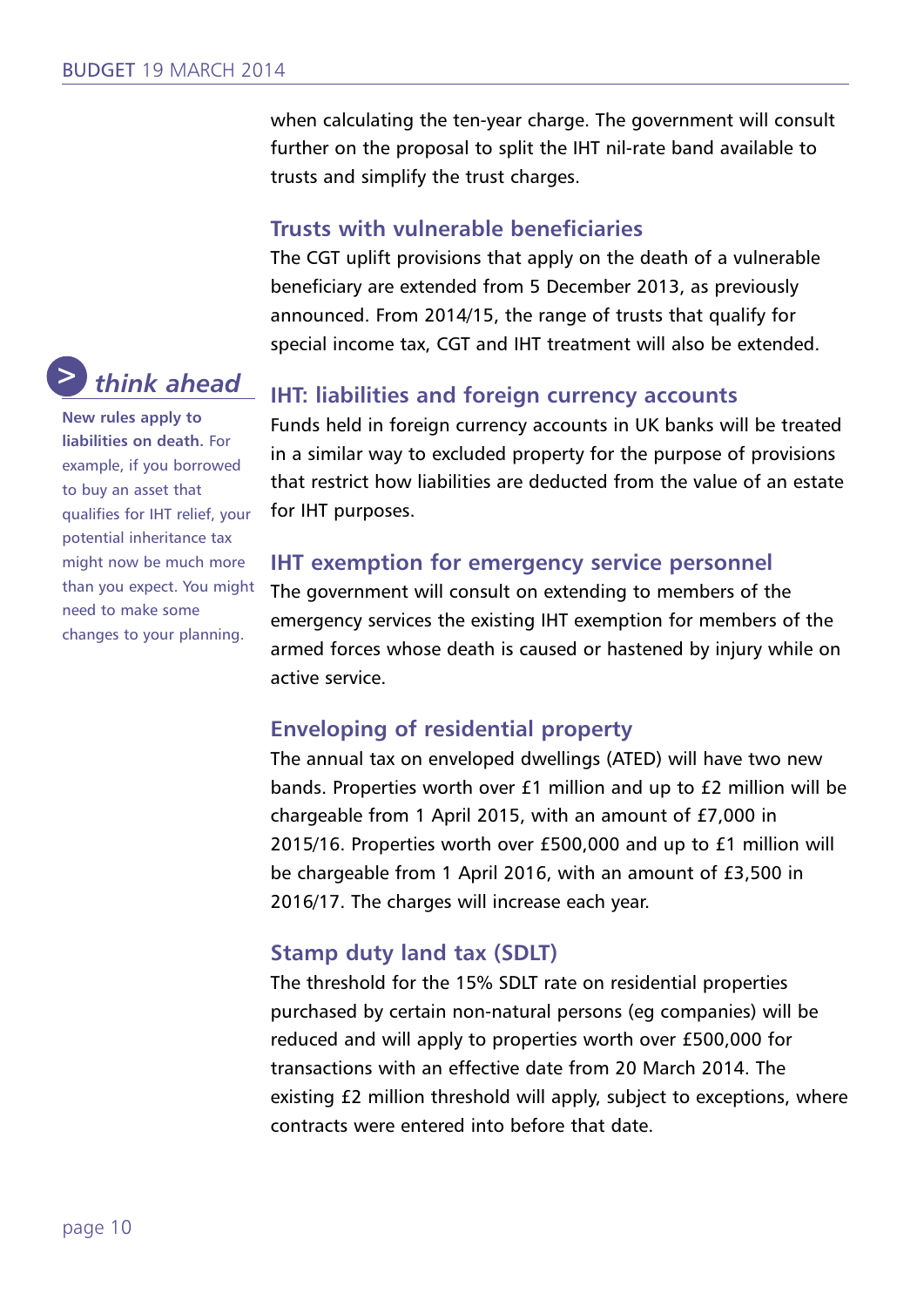when calculating the ten-year charge. The government will consult further on the proposal to split the IHT nil-rate band available to trusts and simplify the trust charges.

### Trusts with vulnerable beneficiaries

The CGT uplift provisions that apply on the death of a vulnerable beneficiary are extended from 5 December 2013, as previously announced. From 2014/15, the range of trusts that qualify for special income tax, CGT and IHT treatment will also be extended.

> *think ahead*
>
> **New rules apply to liabilities on death.** For example, if you borrowed to buy an asset that qualifies for IHT relief, your potential inheritance tax might now be much more than you expect. You might need to make some changes to your planning.

### IHT: liabilities and foreign currency accounts

Funds held in foreign currency accounts in UK banks will be treated in a similar way to excluded property for the purpose of provisions that restrict how liabilities are deducted from the value of an estate for IHT purposes.

### IHT exemption for emergency service personnel

The government will consult on extending to members of the emergency services the existing IHT exemption for members of the armed forces whose death is caused or hastened by injury while on active service.

### Enveloping of residential property

The annual tax on enveloped dwellings (ATED) will have two new bands. Properties worth over £1 million and up to £2 million will be chargeable from 1 April 2015, with an amount of £7,000 in 2015/16. Properties worth over £500,000 and up to £1 million will be chargeable from 1 April 2016, with an amount of £3,500 in 2016/17. The charges will increase each year.

### Stamp duty land tax (SDLT)

The threshold for the 15% SDLT rate on residential properties purchased by certain non-natural persons (eg companies) will be reduced and will apply to properties worth over £500,000 for transactions with an effective date from 20 March 2014. The existing £2 million threshold will apply, subject to exceptions, where contracts were entered into before that date.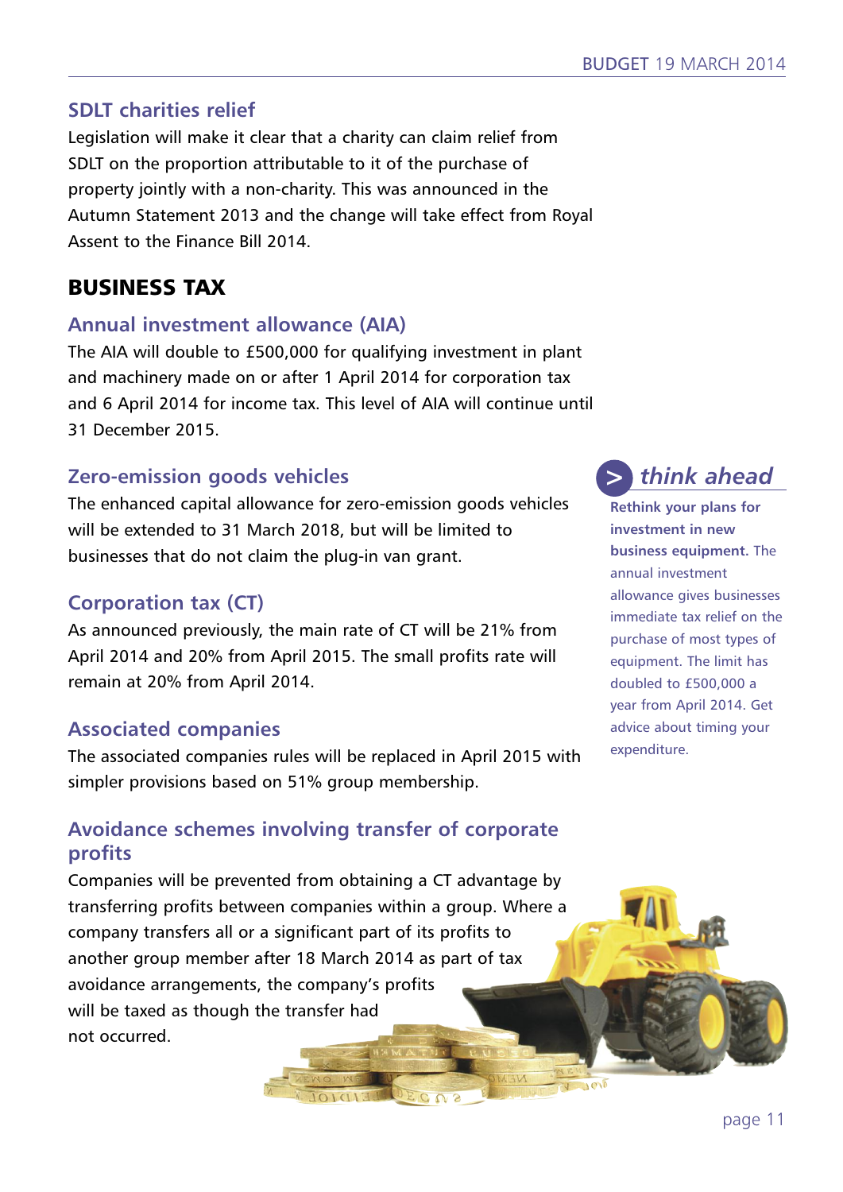## SDLT charities relief

Legislation will make it clear that a charity can claim relief from SDLT on the proportion attributable to it of the purchase of property jointly with a non-charity. This was announced in the Autumn Statement 2013 and the change will take effect from Royal Assent to the Finance Bill 2014.

# BUSINESS TAX

## Annual investment allowance (AIA)

The AIA will double to £500,000 for qualifying investment in plant and machinery made on or after 1 April 2014 for corporation tax and 6 April 2014 for income tax. This level of AIA will continue until 31 December 2015.

## Zero-emission goods vehicles

The enhanced capital allowance for zero-emission goods vehicles will be extended to 31 March 2018, but will be limited to businesses that do not claim the plug-in van grant.

## Corporation tax (CT)

As announced previously, the main rate of CT will be 21% from April 2014 and 20% from April 2015. The small profits rate will remain at 20% from April 2014.

## Associated companies

The associated companies rules will be replaced in April 2015 with simpler provisions based on 51% group membership.

## Avoidance schemes involving transfer of corporate profits

Companies will be prevented from obtaining a CT advantage by transferring profits between companies within a group. Where a company transfers all or a significant part of its profits to another group member after 18 March 2014 as part of tax avoidance arrangements, the company's profits will be taxed as though the transfer had not occurred.

> *think ahead*
>
> **Rethink your plans for investment in new business equipment.** The annual investment allowance gives businesses immediate tax relief on the purchase of most types of equipment. The limit has doubled to £500,000 a year from April 2014. Get advice about timing your expenditure.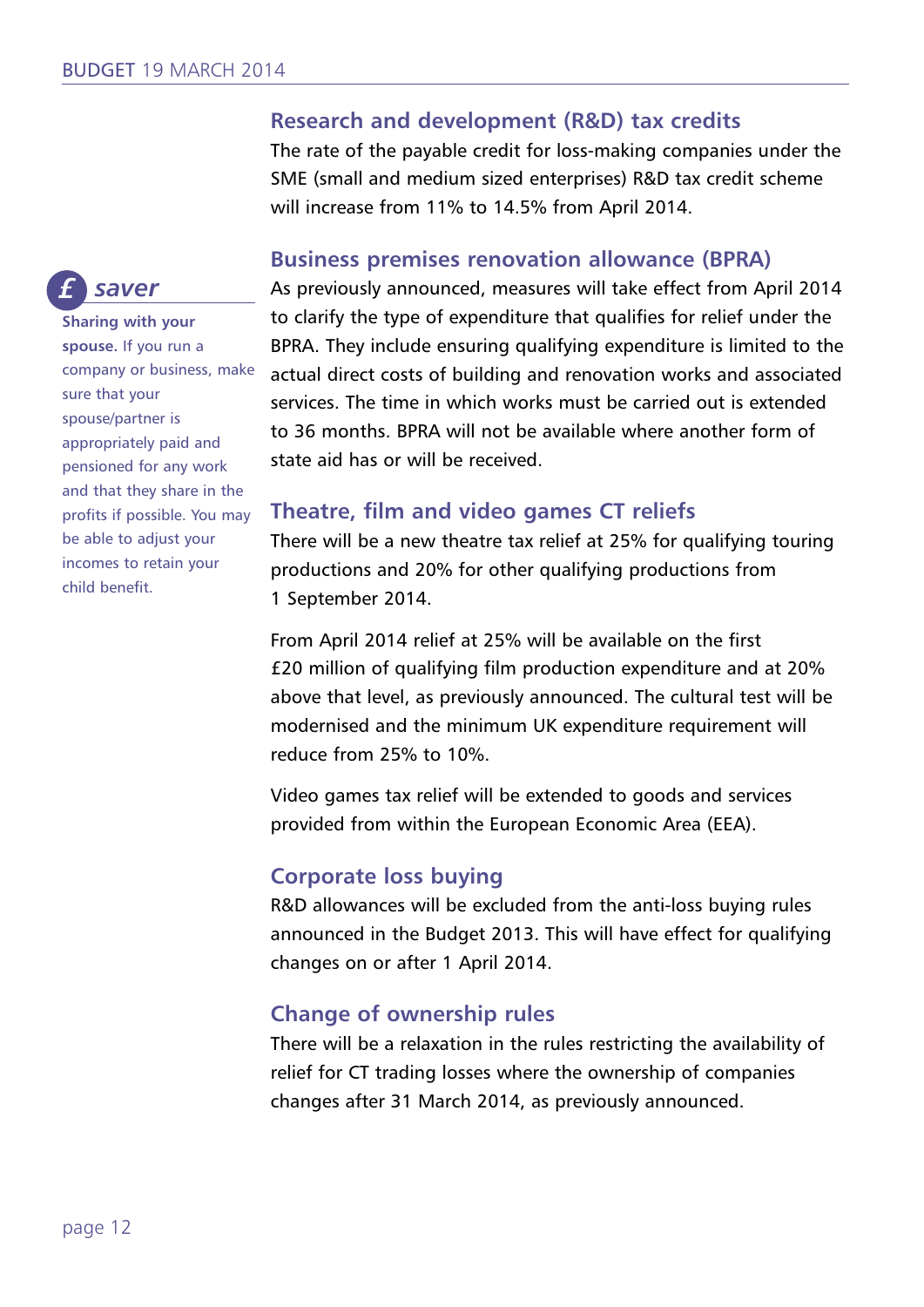## Research and development (R&D) tax credits

The rate of the payable credit for loss-making companies under the SME (small and medium sized enterprises) R&D tax credit scheme will increase from 11% to 14.5% from April 2014.

## Business premises renovation allowance (BPRA)

As previously announced, measures will take effect from April 2014 to clarify the type of expenditure that qualifies for relief under the BPRA. They include ensuring qualifying expenditure is limited to the actual direct costs of building and renovation works and associated services. The time in which works must be carried out is extended to 36 months. BPRA will not be available where another form of state aid has or will be received.

> **£ saver**
>
> **Sharing with your spouse.** If you run a company or business, make sure that your spouse/partner is appropriately paid and pensioned for any work and that they share in the profits if possible. You may be able to adjust your incomes to retain your child benefit.

## Theatre, film and video games CT reliefs

There will be a new theatre tax relief at 25% for qualifying touring productions and 20% for other qualifying productions from 1 September 2014.

From April 2014 relief at 25% will be available on the first £20 million of qualifying film production expenditure and at 20% above that level, as previously announced. The cultural test will be modernised and the minimum UK expenditure requirement will reduce from 25% to 10%.

Video games tax relief will be extended to goods and services provided from within the European Economic Area (EEA).

## Corporate loss buying

R&D allowances will be excluded from the anti-loss buying rules announced in the Budget 2013. This will have effect for qualifying changes on or after 1 April 2014.

## Change of ownership rules

There will be a relaxation in the rules restricting the availability of relief for CT trading losses where the ownership of companies changes after 31 March 2014, as previously announced.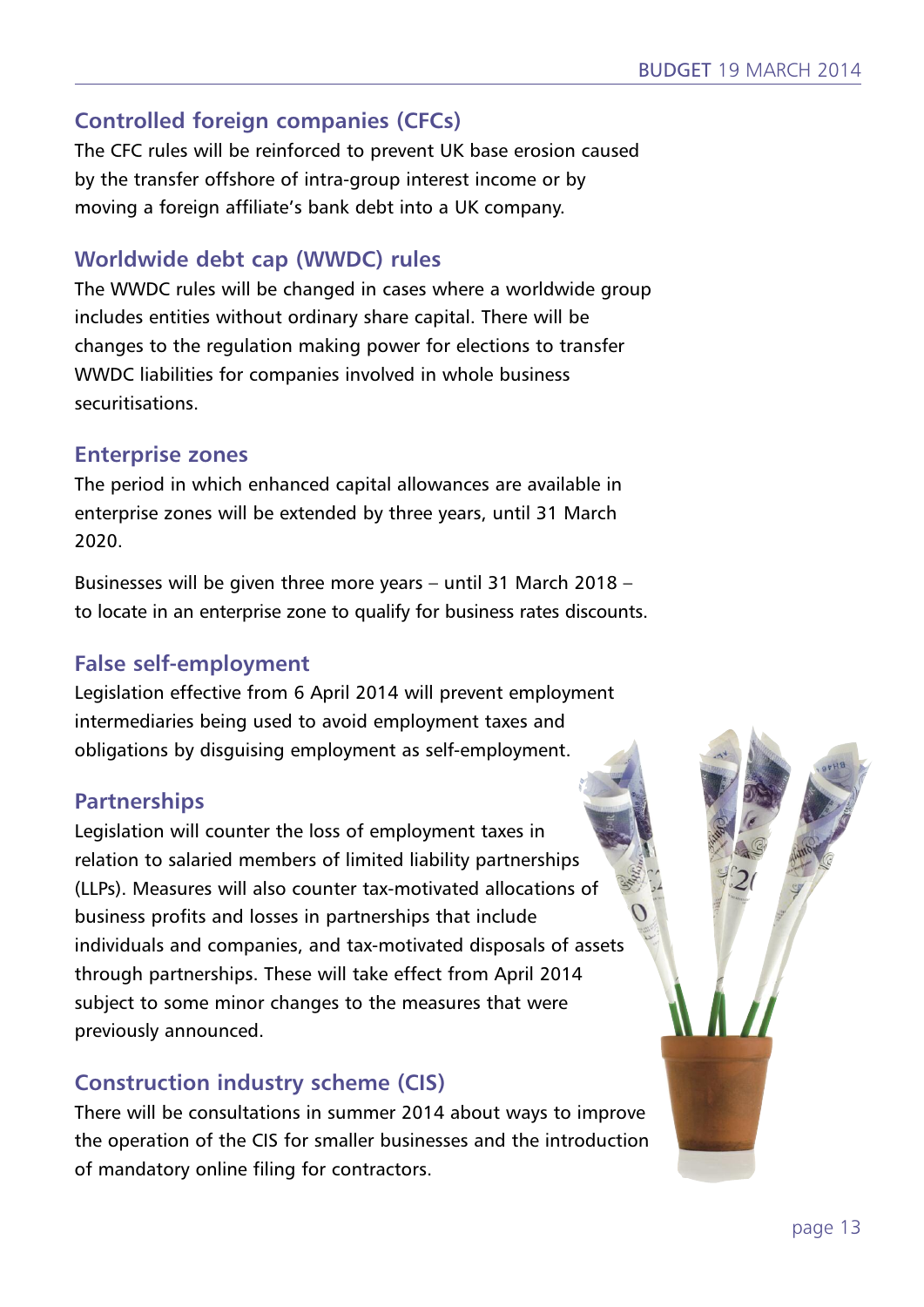## Controlled foreign companies (CFCs)

The CFC rules will be reinforced to prevent UK base erosion caused by the transfer offshore of intra-group interest income or by moving a foreign affiliate's bank debt into a UK company.

## Worldwide debt cap (WWDC) rules

The WWDC rules will be changed in cases where a worldwide group includes entities without ordinary share capital. There will be changes to the regulation making power for elections to transfer WWDC liabilities for companies involved in whole business securitisations.

## Enterprise zones

The period in which enhanced capital allowances are available in enterprise zones will be extended by three years, until 31 March 2020.

Businesses will be given three more years – until 31 March 2018 – to locate in an enterprise zone to qualify for business rates discounts.

## False self-employment

Legislation effective from 6 April 2014 will prevent employment intermediaries being used to avoid employment taxes and obligations by disguising employment as self-employment.

## Partnerships

Legislation will counter the loss of employment taxes in relation to salaried members of limited liability partnerships (LLPs). Measures will also counter tax-motivated allocations of business profits and losses in partnerships that include individuals and companies, and tax-motivated disposals of assets through partnerships. These will take effect from April 2014 subject to some minor changes to the measures that were previously announced.

## Construction industry scheme (CIS)

There will be consultations in summer 2014 about ways to improve the operation of the CIS for smaller businesses and the introduction of mandatory online filing for contractors.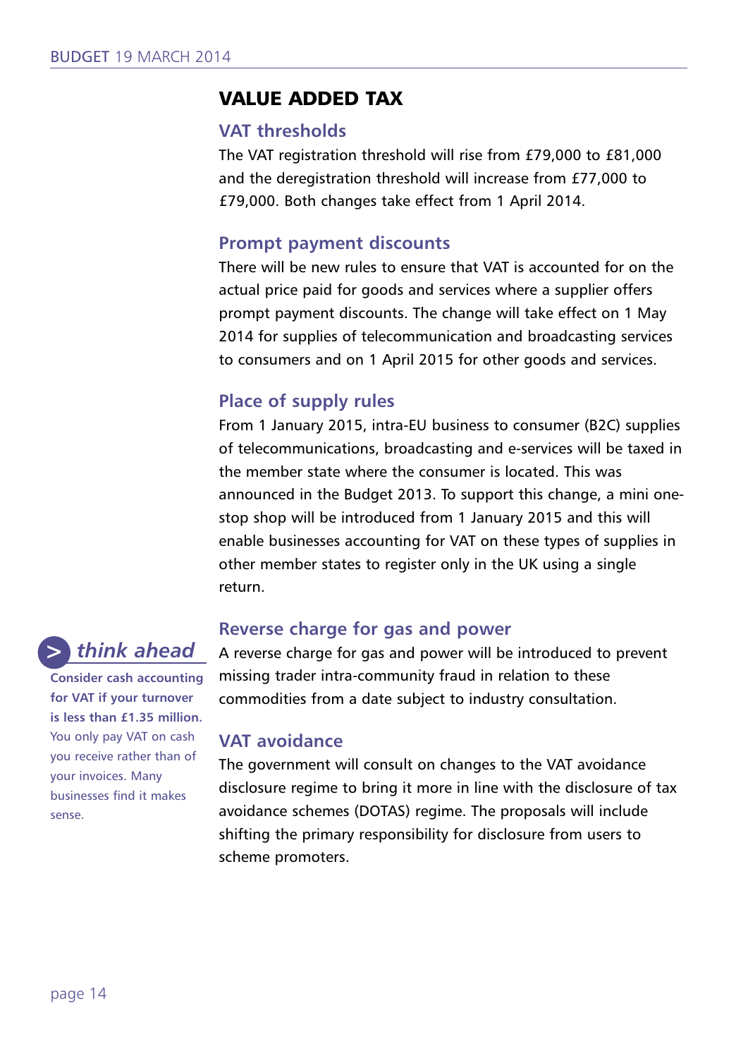# VALUE ADDED TAX

## VAT thresholds

The VAT registration threshold will rise from £79,000 to £81,000 and the deregistration threshold will increase from £77,000 to £79,000. Both changes take effect from 1 April 2014.

## Prompt payment discounts

There will be new rules to ensure that VAT is accounted for on the actual price paid for goods and services where a supplier offers prompt payment discounts. The change will take effect on 1 May 2014 for supplies of telecommunication and broadcasting services to consumers and on 1 April 2015 for other goods and services.

## Place of supply rules

From 1 January 2015, intra-EU business to consumer (B2C) supplies of telecommunications, broadcasting and e-services will be taxed in the member state where the consumer is located. This was announced in the Budget 2013. To support this change, a mini one-stop shop will be introduced from 1 January 2015 and this will enable businesses accounting for VAT on these types of supplies in other member states to register only in the UK using a single return.

> *think ahead*
>
> **Consider cash accounting for VAT if your turnover is less than £1.35 million.** You only pay VAT on cash you receive rather than of your invoices. Many businesses find it makes sense.

## Reverse charge for gas and power

A reverse charge for gas and power will be introduced to prevent missing trader intra-community fraud in relation to these commodities from a date subject to industry consultation.

## VAT avoidance

The government will consult on changes to the VAT avoidance disclosure regime to bring it more in line with the disclosure of tax avoidance schemes (DOTAS) regime. The proposals will include shifting the primary responsibility for disclosure from users to scheme promoters.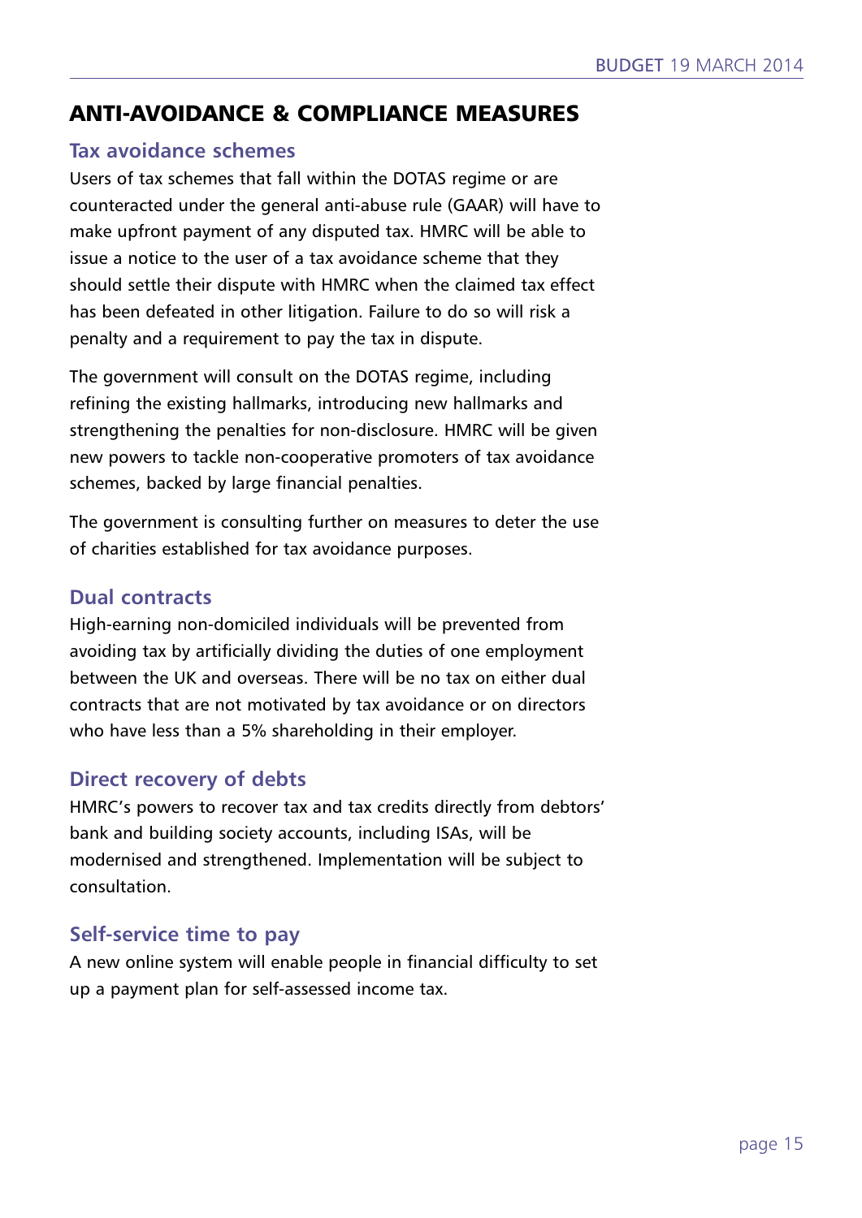## ANTI-AVOIDANCE & COMPLIANCE MEASURES

### Tax avoidance schemes

Users of tax schemes that fall within the DOTAS regime or are counteracted under the general anti-abuse rule (GAAR) will have to make upfront payment of any disputed tax. HMRC will be able to issue a notice to the user of a tax avoidance scheme that they should settle their dispute with HMRC when the claimed tax effect has been defeated in other litigation. Failure to do so will risk a penalty and a requirement to pay the tax in dispute.

The government will consult on the DOTAS regime, including refining the existing hallmarks, introducing new hallmarks and strengthening the penalties for non-disclosure. HMRC will be given new powers to tackle non-cooperative promoters of tax avoidance schemes, backed by large financial penalties.

The government is consulting further on measures to deter the use of charities established for tax avoidance purposes.

### Dual contracts

High-earning non-domiciled individuals will be prevented from avoiding tax by artificially dividing the duties of one employment between the UK and overseas. There will be no tax on either dual contracts that are not motivated by tax avoidance or on directors who have less than a 5% shareholding in their employer.

### Direct recovery of debts

HMRC's powers to recover tax and tax credits directly from debtors' bank and building society accounts, including ISAs, will be modernised and strengthened. Implementation will be subject to consultation.

### Self-service time to pay

A new online system will enable people in financial difficulty to set up a payment plan for self-assessed income tax.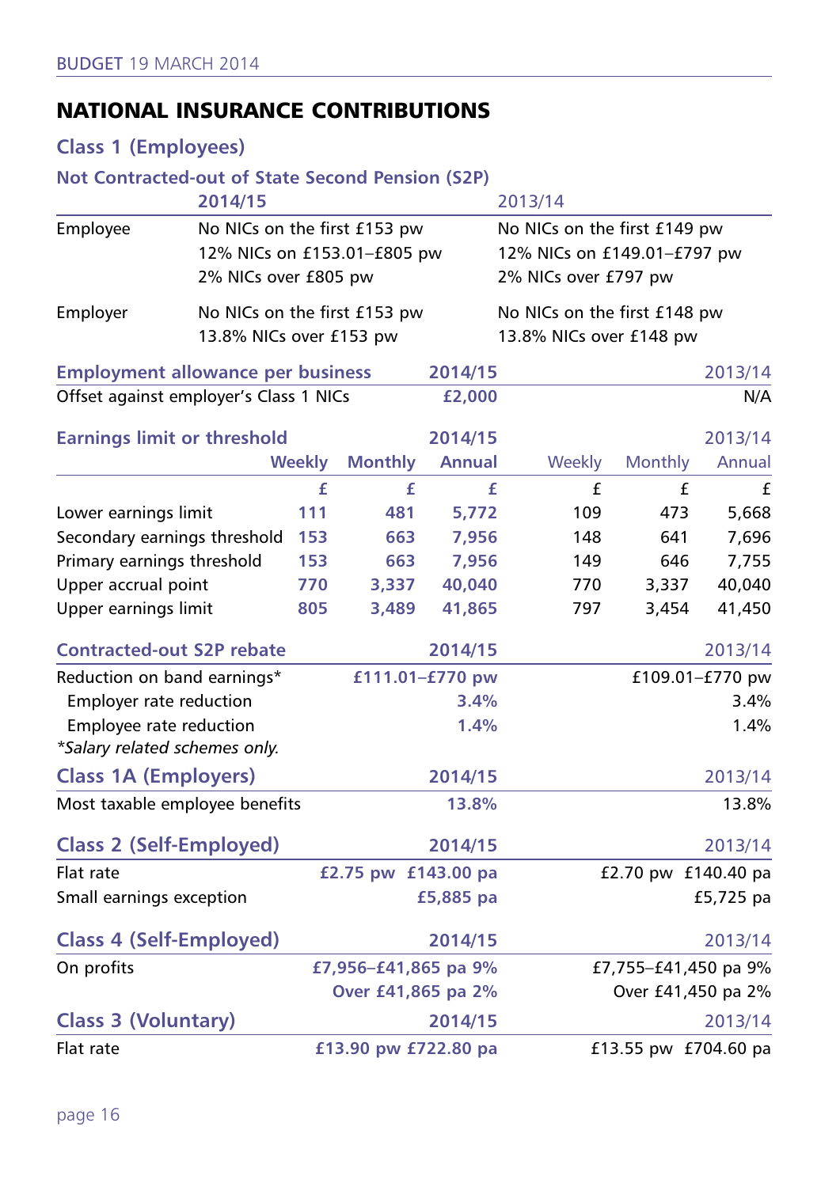# NATIONAL INSURANCE CONTRIBUTIONS

## Class 1 (Employees)

### Not Contracted-out of State Second Pension (S2P)

| | 2014/15 | 2013/14 |
|---|---|---|
| Employee | No NICs on the first £153 pw<br>12% NICs on £153.01–£805 pw<br>2% NICs over £805 pw | No NICs on the first £149 pw<br>12% NICs on £149.01–£797 pw<br>2% NICs over £797 pw |
| Employer | No NICs on the first £153 pw<br>13.8% NICs over £153 pw | No NICs on the first £148 pw<br>13.8% NICs over £148 pw |

| Employment allowance per business | 2014/15 | 2013/14 |
|---|---|---|
| Offset against employer's Class 1 NICs | £2,000 | N/A |

| Earnings limit or threshold | 2014/15 | | | 2013/14 | | |
|---|---|---|---|---|---|---|
| | Weekly | Monthly | Annual | Weekly | Monthly | Annual |
| | £ | £ | £ | £ | £ | £ |
| Lower earnings limit | 111 | 481 | 5,772 | 109 | 473 | 5,668 |
| Secondary earnings threshold | 153 | 663 | 7,956 | 148 | 641 | 7,696 |
| Primary earnings threshold | 153 | 663 | 7,956 | 149 | 646 | 7,755 |
| Upper accrual point | 770 | 3,337 | 40,040 | 770 | 3,337 | 40,040 |
| Upper earnings limit | 805 | 3,489 | 41,865 | 797 | 3,454 | 41,450 |

| Contracted-out S2P rebate | 2014/15 | 2013/14 |
|---|---|---|
| Reduction on band earnings* | £111.01–£770 pw | £109.01–£770 pw |
| Employer rate reduction | 3.4% | 3.4% |
| Employee rate reduction | 1.4% | 1.4% |

*Salary related schemes only.*

## Class 1A (Employers)

| | 2014/15 | 2013/14 |
|---|---|---|
| Most taxable employee benefits | 13.8% | 13.8% |

## Class 2 (Self-Employed)

| | 2014/15 | 2013/14 |
|---|---|---|
| Flat rate | £2.75 pw £143.00 pa | £2.70 pw £140.40 pa |
| Small earnings exception | £5,885 pa | £5,725 pa |

## Class 4 (Self-Employed)

| | 2014/15 | 2013/14 |
|---|---|---|
| On profits | £7,956–£41,865 pa 9%<br>Over £41,865 pa 2% | £7,755–£41,450 pa 9%<br>Over £41,450 pa 2% |

## Class 3 (Voluntary)

| | 2014/15 | 2013/14 |
|---|---|---|
| Flat rate | £13.90 pw £722.80 pa | £13.55 pw £704.60 pa |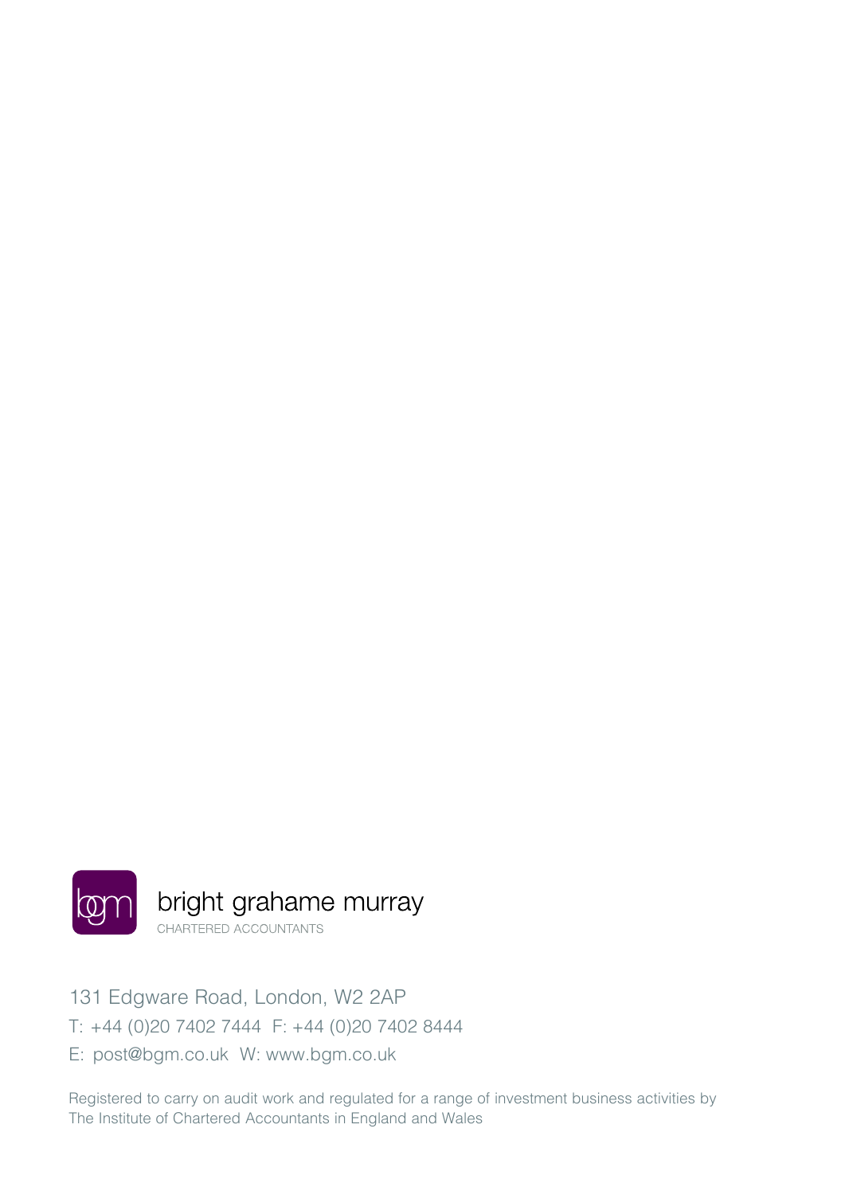bgm

bright grahame murray

CHARTERED ACCOUNTANTS

131 Edgware Road, London, W2 2AP

T: +44 (0)20 7402 7444  F: +44 (0)20 7402 8444

E: post@bgm.co.uk  W: www.bgm.co.uk

Registered to carry on audit work and regulated for a range of investment business activities by The Institute of Chartered Accountants in England and Wales